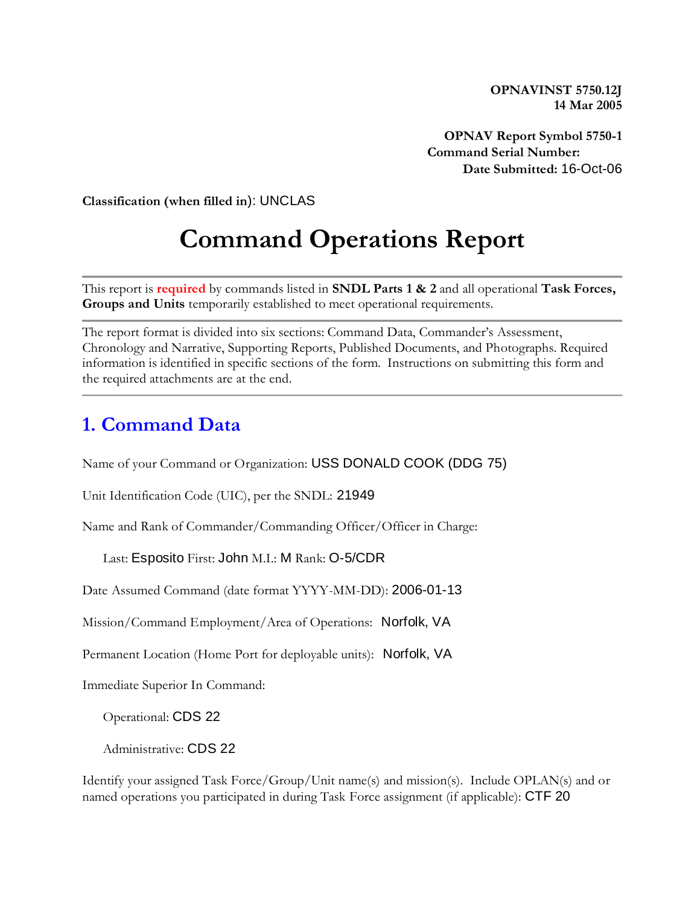**OPNAVINST 5750.12J**
**14 Mar 2005**

**OPNAV Report Symbol 5750-1**
**Command Serial Number:**
**Date Submitted:** 16-Oct-06

**Classification (when filled in)**: UNCLAS

# Command Operations Report

This report is **required** by commands listed in **SNDL Parts 1 & 2** and all operational **Task Forces, Groups and Units** temporarily established to meet operational requirements.

The report format is divided into six sections: Command Data, Commander's Assessment, Chronology and Narrative, Supporting Reports, Published Documents, and Photographs. Required information is identified in specific sections of the form. Instructions on submitting this form and the required attachments are at the end.

## 1. Command Data

Name of your Command or Organization: USS DONALD COOK (DDG 75)

Unit Identification Code (UIC), per the SNDL: 21949

Name and Rank of Commander/Commanding Officer/Officer in Charge:

Last: Esposito First: John M.I.: M Rank: O-5/CDR

Date Assumed Command (date format YYYY-MM-DD): 2006-01-13

Mission/Command Employment/Area of Operations: Norfolk, VA

Permanent Location (Home Port for deployable units): Norfolk, VA

Immediate Superior In Command:

Operational: CDS 22

Administrative: CDS 22

Identify your assigned Task Force/Group/Unit name(s) and mission(s). Include OPLAN(s) and or named operations you participated in during Task Force assignment (if applicable): CTF 20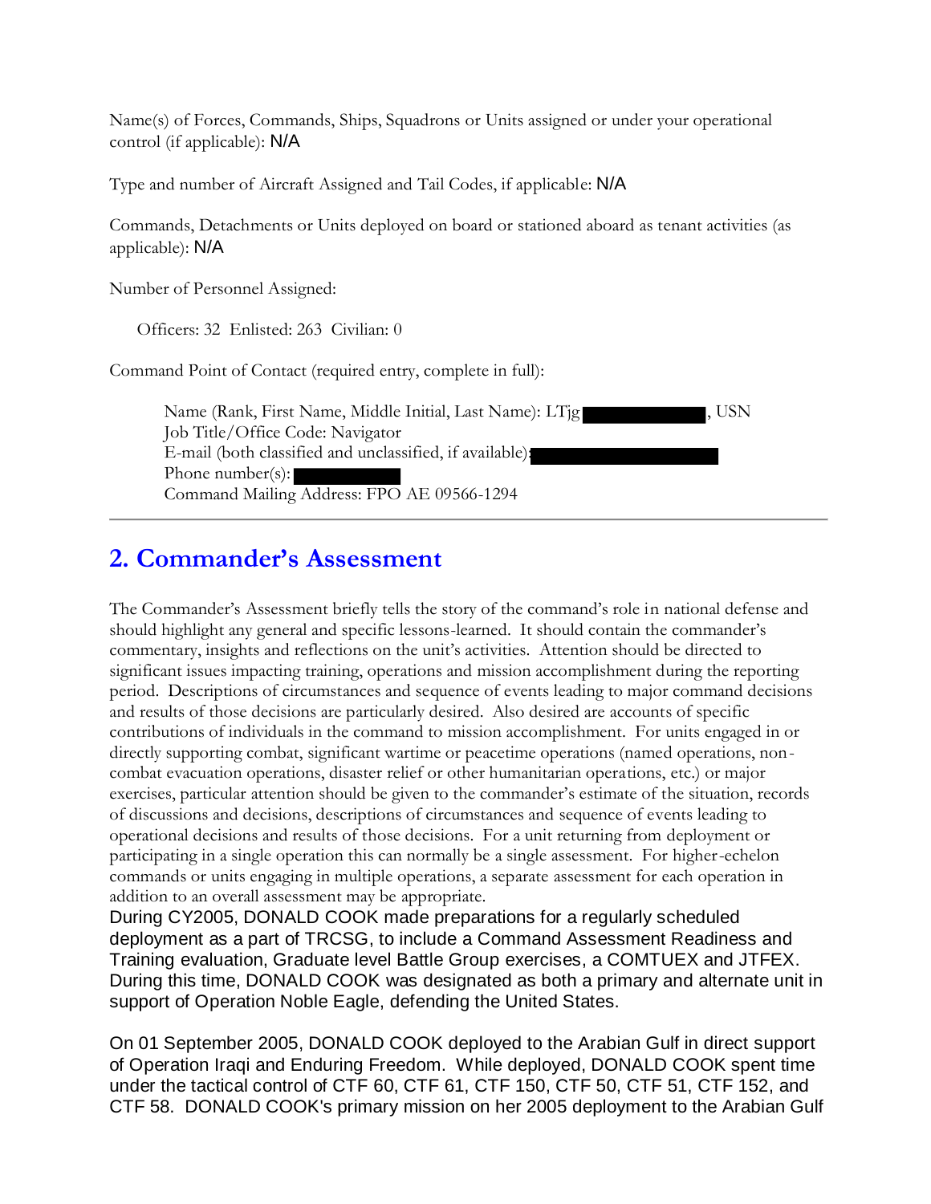Name(s) of Forces, Commands, Ships, Squadrons or Units assigned or under your operational control (if applicable): N/A

Type and number of Aircraft Assigned and Tail Codes, if applicable: N/A

Commands, Detachments or Units deployed on board or stationed aboard as tenant activities (as applicable): N/A

Number of Personnel Assigned:

Officers: 32 Enlisted: 263 Civilian: 0

Command Point of Contact (required entry, complete in full):

> Name (Rank, First Name, Middle Initial, Last Name): LTjg ████████, USN
> Job Title/Office Code: Navigator
> E-mail (both classified and unclassified, if available): ████████
> Phone number(s): ████████
> Command Mailing Address: FPO AE 09566-1294

---

## 2. Commander's Assessment

The Commander's Assessment briefly tells the story of the command's role in national defense and should highlight any general and specific lessons-learned. It should contain the commander's commentary, insights and reflections on the unit's activities. Attention should be directed to significant issues impacting training, operations and mission accomplishment during the reporting period. Descriptions of circumstances and sequence of events leading to major command decisions and results of those decisions are particularly desired. Also desired are accounts of specific contributions of individuals in the command to mission accomplishment. For units engaged in or directly supporting combat, significant wartime or peacetime operations (named operations, non-combat evacuation operations, disaster relief or other humanitarian operations, etc.) or major exercises, particular attention should be given to the commander's estimate of the situation, records of discussions and decisions, descriptions of circumstances and sequence of events leading to operational decisions and results of those decisions. For a unit returning from deployment or participating in a single operation this can normally be a single assessment. For higher-echelon commands or units engaging in multiple operations, a separate assessment for each operation in addition to an overall assessment may be appropriate.

During CY2005, DONALD COOK made preparations for a regularly scheduled deployment as a part of TRCSG, to include a Command Assessment Readiness and Training evaluation, Graduate level Battle Group exercises, a COMTUEX and JTFEX. During this time, DONALD COOK was designated as both a primary and alternate unit in support of Operation Noble Eagle, defending the United States.

On 01 September 2005, DONALD COOK deployed to the Arabian Gulf in direct support of Operation Iraqi and Enduring Freedom. While deployed, DONALD COOK spent time under the tactical control of CTF 60, CTF 61, CTF 150, CTF 50, CTF 51, CTF 152, and CTF 58. DONALD COOK's primary mission on her 2005 deployment to the Arabian Gulf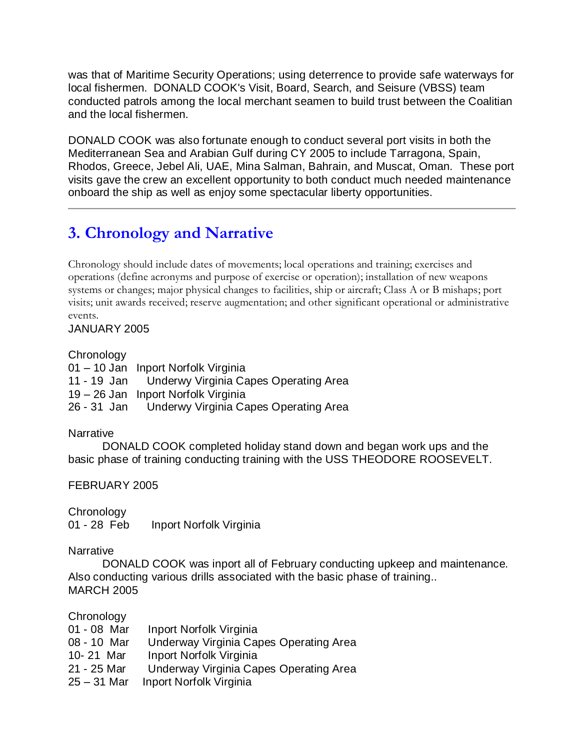was that of Maritime Security Operations; using deterrence to provide safe waterways for local fishermen. DONALD COOK's Visit, Board, Search, and Seisure (VBSS) team conducted patrols among the local merchant seamen to build trust between the Coalitian and the local fishermen.

DONALD COOK was also fortunate enough to conduct several port visits in both the Mediterranean Sea and Arabian Gulf during CY 2005 to include Tarragona, Spain, Rhodos, Greece, Jebel Ali, UAE, Mina Salman, Bahrain, and Muscat, Oman. These port visits gave the crew an excellent opportunity to both conduct much needed maintenance onboard the ship as well as enjoy some spectacular liberty opportunities.

---

## 3. Chronology and Narrative

Chronology should include dates of movements; local operations and training; exercises and operations (define acronyms and purpose of exercise or operation); installation of new weapons systems or changes; major physical changes to facilities, ship or aircraft; Class A or B mishaps; port visits; unit awards received; reserve augmentation; and other significant operational or administrative events.

JANUARY 2005

Chronology

01 – 10 Jan   Inport Norfolk Virginia
11 - 19 Jan   Underwy Virginia Capes Operating Area
19 – 26 Jan   Inport Norfolk Virginia
26 - 31 Jan   Underwy Virginia Capes Operating Area

Narrative

DONALD COOK completed holiday stand down and began work ups and the basic phase of training conducting training with the USS THEODORE ROOSEVELT.

FEBRUARY 2005

Chronology

01 - 28 Feb   Inport Norfolk Virginia

Narrative

DONALD COOK was inport all of February conducting upkeep and maintenance. Also conducting various drills associated with the basic phase of training..

MARCH 2005

Chronology

01 - 08 Mar   Inport Norfolk Virginia
08 - 10 Mar   Underway Virginia Capes Operating Area
10- 21 Mar   Inport Norfolk Virginia
21 - 25 Mar   Underway Virginia Capes Operating Area
25 – 31 Mar   Inport Norfolk Virginia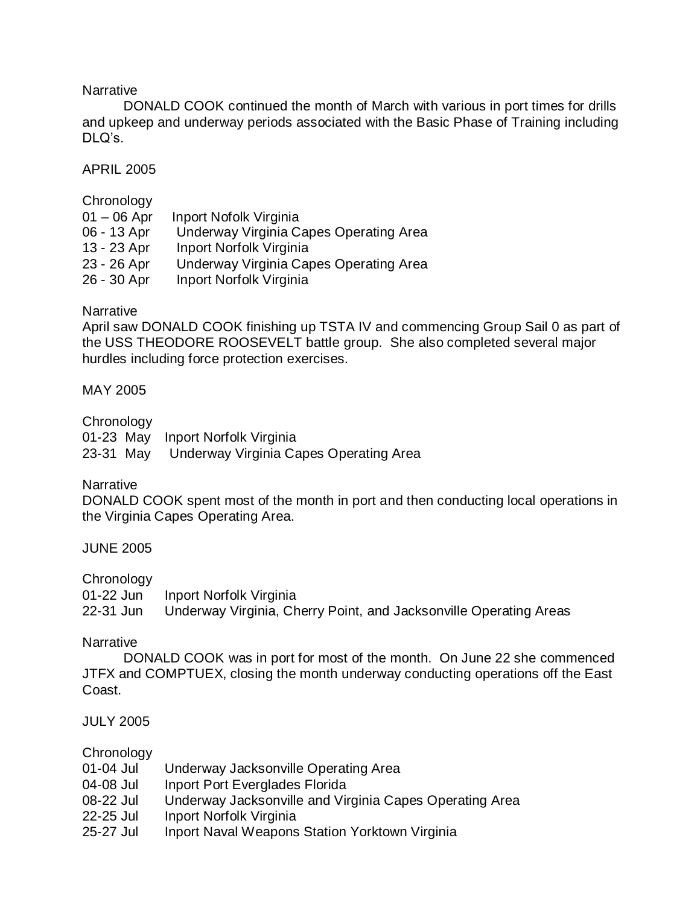Narrative

DONALD COOK continued the month of March with various in port times for drills and upkeep and underway periods associated with the Basic Phase of Training including DLQ's.

APRIL 2005

Chronology

01 – 06 Apr    Inport Nofolk Virginia
06 - 13 Apr    Underway Virginia Capes Operating Area
13 - 23 Apr    Inport Norfolk Virginia
23 - 26 Apr    Underway Virginia Capes Operating Area
26 - 30 Apr    Inport Norfolk Virginia

Narrative

April saw DONALD COOK finishing up TSTA IV and commencing Group Sail 0 as part of the USS THEODORE ROOSEVELT battle group. She also completed several major hurdles including force protection exercises.

MAY 2005

Chronology

01-23 May    Inport Norfolk Virginia
23-31 May    Underway Virginia Capes Operating Area

Narrative

DONALD COOK spent most of the month in port and then conducting local operations in the Virginia Capes Operating Area.

JUNE 2005

Chronology

01-22 Jun    Inport Norfolk Virginia
22-31 Jun    Underway Virginia, Cherry Point, and Jacksonville Operating Areas

Narrative

DONALD COOK was in port for most of the month. On June 22 she commenced JTFX and COMPTUEX, closing the month underway conducting operations off the East Coast.

JULY 2005

Chronology

01-04 Jul    Underway Jacksonville Operating Area
04-08 Jul    Inport Port Everglades Florida
08-22 Jul    Underway Jacksonville and Virginia Capes Operating Area
22-25 Jul    Inport Norfolk Virginia
25-27 Jul    Inport Naval Weapons Station Yorktown Virginia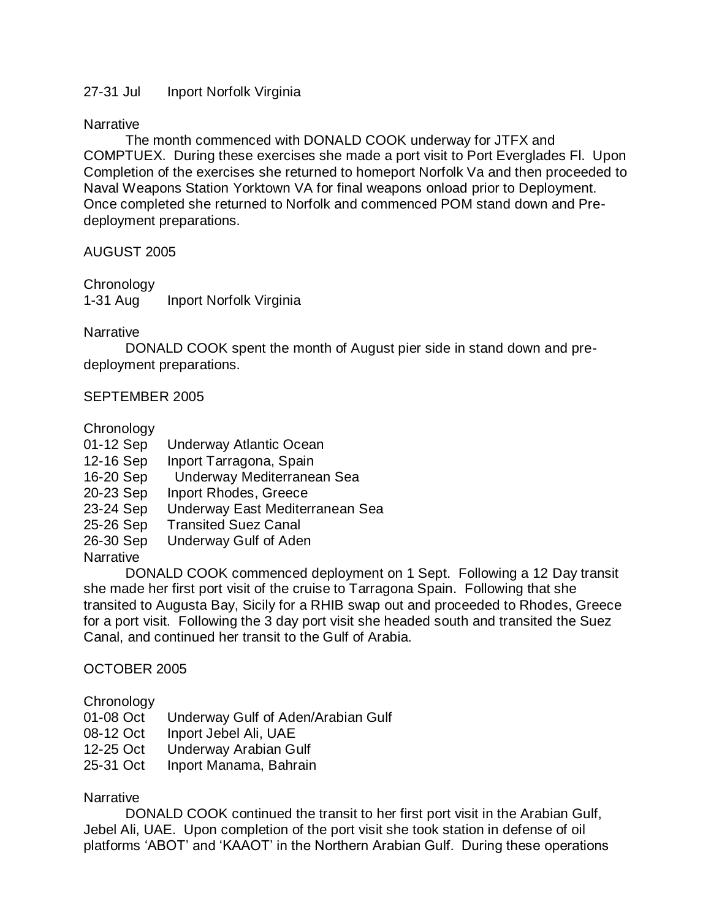27-31 Jul    Inport Norfolk Virginia

Narrative

DONALD COOK underway for JTFX and COMPTUEX. During these exercises she made a port visit to Port Everglades Fl. Upon Completion of the exercises she returned to homeport Norfolk Va and then proceeded to Naval Weapons Station Yorktown VA for final weapons onload prior to Deployment. Once completed she returned to Norfolk and commenced POM stand down and Pre-deployment preparations.

The month commenced with DONALD COOK underway for JTFX and COMPTUEX. During these exercises she made a port visit to Port Everglades Fl. Upon Completion of the exercises she returned to homeport Norfolk Va and then proceeded to Naval Weapons Station Yorktown VA for final weapons onload prior to Deployment. Once completed she returned to Norfolk and commenced POM stand down and Pre-deployment preparations.

## AUGUST 2005

Chronology

1-31 Aug    Inport Norfolk Virginia

Narrative

DONALD COOK spent the month of August pier side in stand down and pre-deployment preparations.

## SEPTEMBER 2005

Chronology

01-12 Sep    Underway Atlantic Ocean
12-16 Sep    Inport Tarragona, Spain
16-20 Sep    Underway Mediterranean Sea
20-23 Sep    Inport Rhodes, Greece
23-24 Sep    Underway East Mediterranean Sea
25-26 Sep    Transited Suez Canal
26-30 Sep    Underway Gulf of Aden

Narrative

DONALD COOK commenced deployment on 1 Sept. Following a 12 Day transit she made her first port visit of the cruise to Tarragona Spain. Following that she transited to Augusta Bay, Sicily for a RHIB swap out and proceeded to Rhodes, Greece for a port visit. Following the 3 day port visit she headed south and transited the Suez Canal, and continued her transit to the Gulf of Arabia.

## OCTOBER 2005

Chronology

01-08 Oct    Underway Gulf of Aden/Arabian Gulf
08-12 Oct    Inport Jebel Ali, UAE
12-25 Oct    Underway Arabian Gulf
25-31 Oct    Inport Manama, Bahrain

Narrative

DONALD COOK continued the transit to her first port visit in the Arabian Gulf, Jebel Ali, UAE. Upon completion of the port visit she took station in defense of oil platforms 'ABOT' and 'KAAOT' in the Northern Arabian Gulf. During these operations

27-31 Jul    Inport Norfolk Virginia

Narrative

The month commenced with DONALD COOK underway for JTFX and COMPTUEX. During these exercises she made a port visit to Port Everglades Fl. Upon Completion of the exercises she returned to homeport Norfolk Va and then proceeded to Naval Weapons Station Yorktown VA for final weapons onload prior to Deployment. Once completed she returned to Norfolk and commenced POM stand down and Pre-deployment preparations.

## AUGUST 2005

Chronology

1-31 Aug    Inport Norfolk Virginia

Narrative

DONALD COOK spent the month of August pier side in stand down and pre-deployment preparations.

## SEPTEMBER 2005

Chronology

01-12 Sep    Underway Atlantic Ocean
12-16 Sep    Inport Tarragona, Spain
16-20 Sep    Underway Mediterranean Sea
20-23 Sep    Inport Rhodes, Greece
23-24 Sep    Underway East Mediterranean Sea
25-26 Sep    Transited Suez Canal
26-30 Sep    Underway Gulf of Aden

Narrative

DONALD COOK commenced deployment on 1 Sept. Following a 12 Day transit she made her first port visit of the cruise to Tarragona Spain. Following that she transited to Augusta Bay, Sicily for a RHIB swap out and proceeded to Rhodes, Greece for a port visit. Following the 3 day port visit she headed south and transited the Suez Canal, and continued her transit to the Gulf of Arabia.

## OCTOBER 2005

Chronology

01-08 Oct    Underway Gulf of Aden/Arabian Gulf
08-12 Oct    Inport Jebel Ali, UAE
12-25 Oct    Underway Arabian Gulf
25-31 Oct    Inport Manama, Bahrain

Narrative

DONALD COOK continued the transit to her first port visit in the Arabian Gulf, Jebel Ali, UAE. Upon completion of the port visit she took station in defense of oil platforms 'ABOT' and 'KAAOT' in the Northern Arabian Gulf. During these operations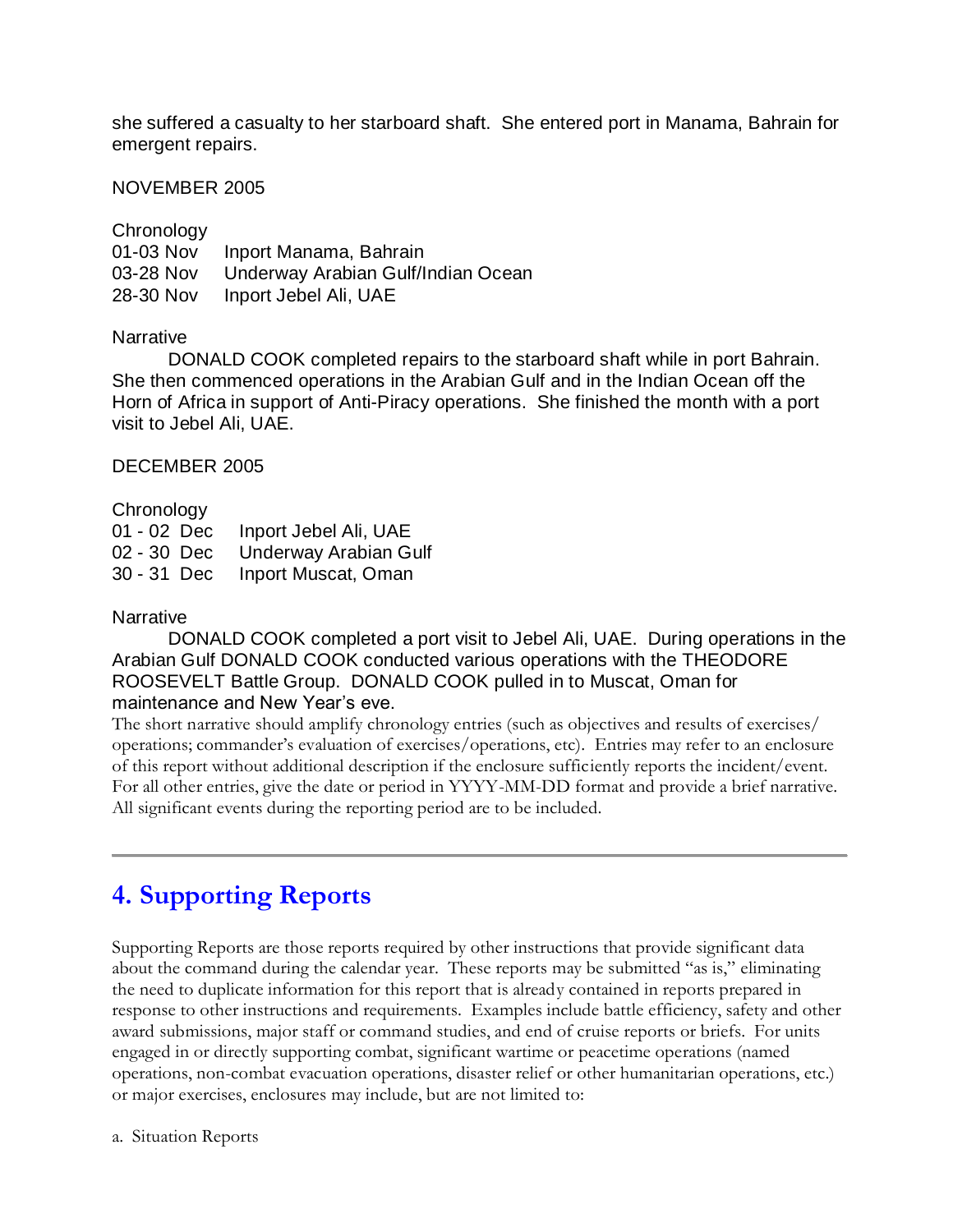she suffered a casualty to her starboard shaft. She entered port in Manama, Bahrain for emergent repairs.

NOVEMBER 2005

Chronology

| | |
|---|---|
| 01-03 Nov | Inport Manama, Bahrain |
| 03-28 Nov | Underway Arabian Gulf/Indian Ocean |
| 28-30 Nov | Inport Jebel Ali, UAE |

Narrative

DONALD COOK completed repairs to the starboard shaft while in port Bahrain. She then commenced operations in the Arabian Gulf and in the Indian Ocean off the Horn of Africa in support of Anti-Piracy operations. She finished the month with a port visit to Jebel Ali, UAE.

DECEMBER 2005

Chronology

| | |
|---|---|
| 01 - 02 Dec | Inport Jebel Ali, UAE |
| 02 - 30 Dec | Underway Arabian Gulf |
| 30 - 31 Dec | Inport Muscat, Oman |

Narrative

DONALD COOK completed a port visit to Jebel Ali, UAE. During operations in the Arabian Gulf DONALD COOK conducted various operations with the THEODORE ROOSEVELT Battle Group. DONALD COOK pulled in to Muscat, Oman for maintenance and New Year's eve.

The short narrative should amplify chronology entries (such as objectives and results of exercises/ operations; commander's evaluation of exercises/operations, etc). Entries may refer to an enclosure of this report without additional description if the enclosure sufficiently reports the incident/event. For all other entries, give the date or period in YYYY-MM-DD format and provide a brief narrative. All significant events during the reporting period are to be included.

---

## 4. Supporting Reports

Supporting Reports are those reports required by other instructions that provide significant data about the command during the calendar year. These reports may be submitted "as is," eliminating the need to duplicate information for this report that is already contained in reports prepared in response to other instructions and requirements. Examples include battle efficiency, safety and other award submissions, major staff or command studies, and end of cruise reports or briefs. For units engaged in or directly supporting combat, significant wartime or peacetime operations (named operations, non-combat evacuation operations, disaster relief or other humanitarian operations, etc.) or major exercises, enclosures may include, but are not limited to:

a. Situation Reports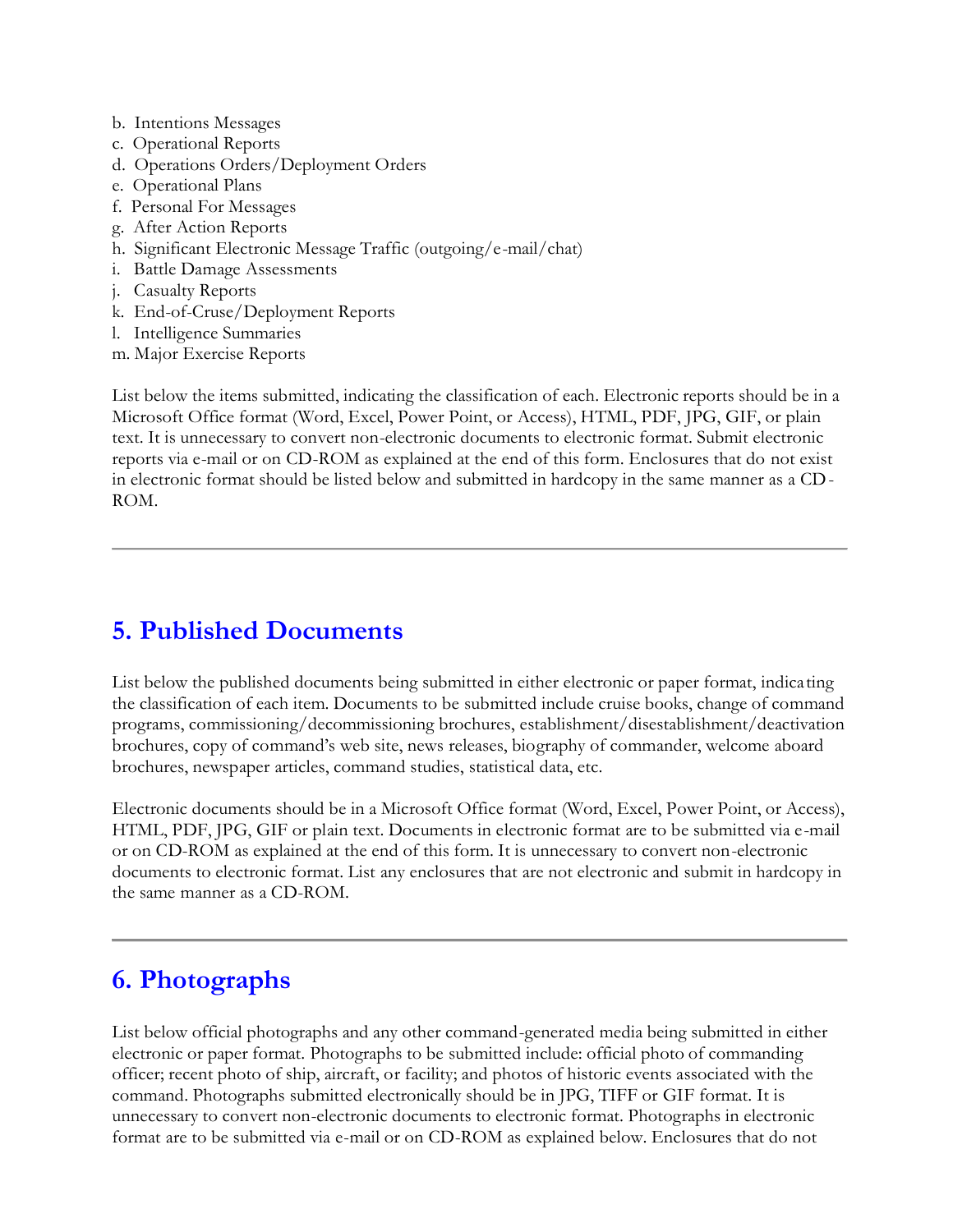b. Intentions Messages
c. Operational Reports
d. Operations Orders/Deployment Orders
e. Operational Plans
f. Personal For Messages
g. After Action Reports
h. Significant Electronic Message Traffic (outgoing/e-mail/chat)
i. Battle Damage Assessments
j. Casualty Reports
k. End-of-Cruse/Deployment Reports
l. Intelligence Summaries
m. Major Exercise Reports

List below the items submitted, indicating the classification of each. Electronic reports should be in a Microsoft Office format (Word, Excel, Power Point, or Access), HTML, PDF, JPG, GIF, or plain text. It is unnecessary to convert non-electronic documents to electronic format. Submit electronic reports via e-mail or on CD-ROM as explained at the end of this form. Enclosures that do not exist in electronic format should be listed below and submitted in hardcopy in the same manner as a CD-ROM.

---

## 5. Published Documents

List below the published documents being submitted in either electronic or paper format, indicating the classification of each item. Documents to be submitted include cruise books, change of command programs, commissioning/decommissioning brochures, establishment/disestablishment/deactivation brochures, copy of command's web site, news releases, biography of commander, welcome aboard brochures, newspaper articles, command studies, statistical data, etc.

Electronic documents should be in a Microsoft Office format (Word, Excel, Power Point, or Access), HTML, PDF, JPG, GIF or plain text. Documents in electronic format are to be submitted via e-mail or on CD-ROM as explained at the end of this form. It is unnecessary to convert non-electronic documents to electronic format. List any enclosures that are not electronic and submit in hardcopy in the same manner as a CD-ROM.

---

## 6. Photographs

List below official photographs and any other command-generated media being submitted in either electronic or paper format. Photographs to be submitted include: official photo of commanding officer; recent photo of ship, aircraft, or facility; and photos of historic events associated with the command. Photographs submitted electronically should be in JPG, TIFF or GIF format. It is unnecessary to convert non-electronic documents to electronic format. Photographs in electronic format are to be submitted via e-mail or on CD-ROM as explained below. Enclosures that do not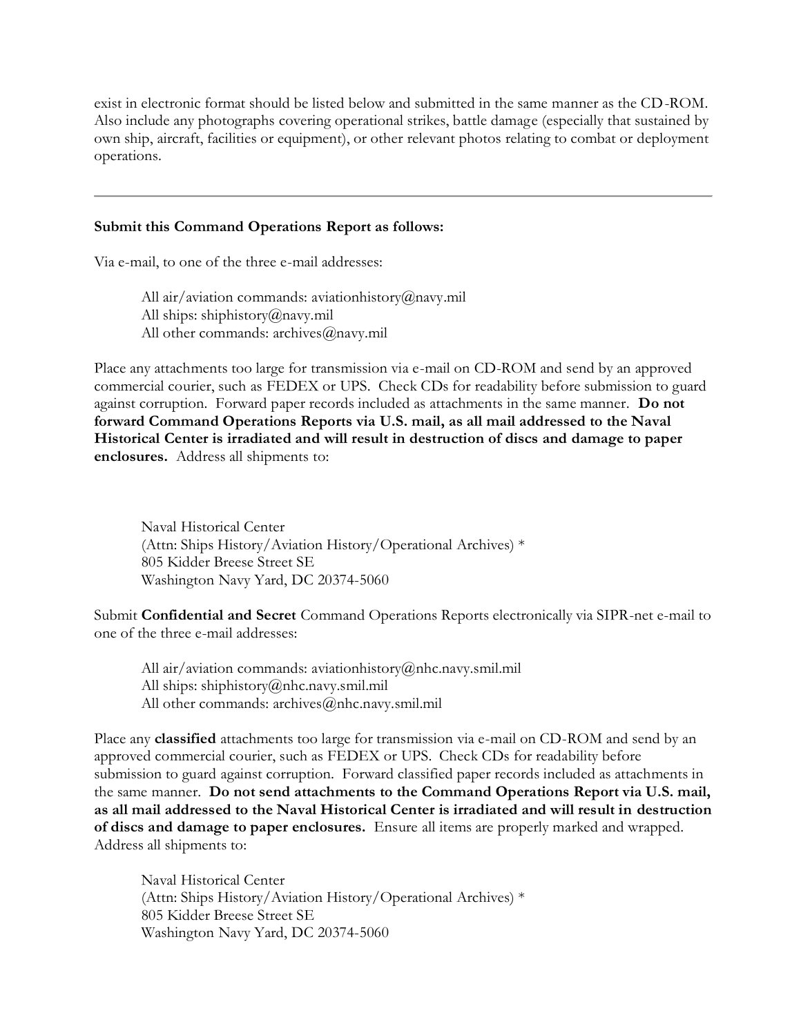exist in electronic format should be listed below and submitted in the same manner as the CD-ROM. Also include any photographs covering operational strikes, battle damage (especially that sustained by own ship, aircraft, facilities or equipment), or other relevant photos relating to combat or deployment operations.

---

**Submit this Command Operations Report as follows:**

Via e-mail, to one of the three e-mail addresses:

> All air/aviation commands: aviationhistory@navy.mil
> All ships: shiphistory@navy.mil
> All other commands: archives@navy.mil

Place any attachments too large for transmission via e-mail on CD-ROM and send by an approved commercial courier, such as FEDEX or UPS. Check CDs for readability before submission to guard against corruption. Forward paper records included as attachments in the same manner. **Do not forward Command Operations Reports via U.S. mail, as all mail addressed to the Naval Historical Center is irradiated and will result in destruction of discs and damage to paper enclosures.** Address all shipments to:

> Naval Historical Center
> (Attn: Ships History/Aviation History/Operational Archives) *
> 805 Kidder Breese Street SE
> Washington Navy Yard, DC 20374-5060

Submit **Confidential and Secret** Command Operations Reports electronically via SIPR-net e-mail to one of the three e-mail addresses:

> All air/aviation commands: aviationhistory@nhc.navy.smil.mil
> All ships: shiphistory@nhc.navy.smil.mil
> All other commands: archives@nhc.navy.smil.mil

Place any **classified** attachments too large for transmission via e-mail on CD-ROM and send by an approved commercial courier, such as FEDEX or UPS. Check CDs for readability before submission to guard against corruption. Forward classified paper records included as attachments in the same manner. **Do not send attachments to the Command Operations Report via U.S. mail, as all mail addressed to the Naval Historical Center is irradiated and will result in destruction of discs and damage to paper enclosures.** Ensure all items are properly marked and wrapped. Address all shipments to:

> Naval Historical Center
> (Attn: Ships History/Aviation History/Operational Archives) *
> 805 Kidder Breese Street SE
> Washington Navy Yard, DC 20374-5060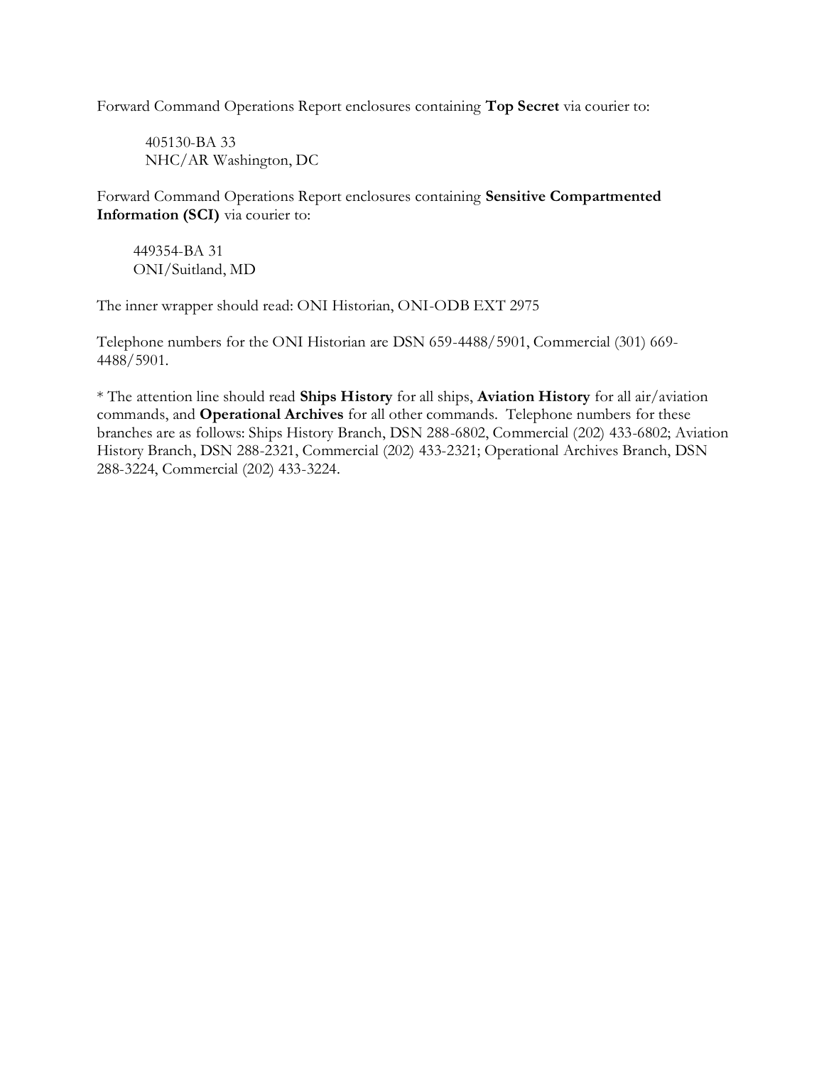Forward Command Operations Report enclosures containing **Top Secret** via courier to:

405130-BA 33
NHC/AR Washington, DC

Forward Command Operations Report enclosures containing **Sensitive Compartmented Information (SCI)** via courier to:

449354-BA 31
ONI/Suitland, MD

The inner wrapper should read: ONI Historian, ONI-ODB EXT 2975

Telephone numbers for the ONI Historian are DSN 659-4488/5901, Commercial (301) 669-4488/5901.

* The attention line should read **Ships History** for all ships, **Aviation History** for all air/aviation commands, and **Operational Archives** for all other commands. Telephone numbers for these branches are as follows: Ships History Branch, DSN 288-6802, Commercial (202) 433-6802; Aviation History Branch, DSN 288-2321, Commercial (202) 433-2321; Operational Archives Branch, DSN 288-3224, Commercial (202) 433-3224.